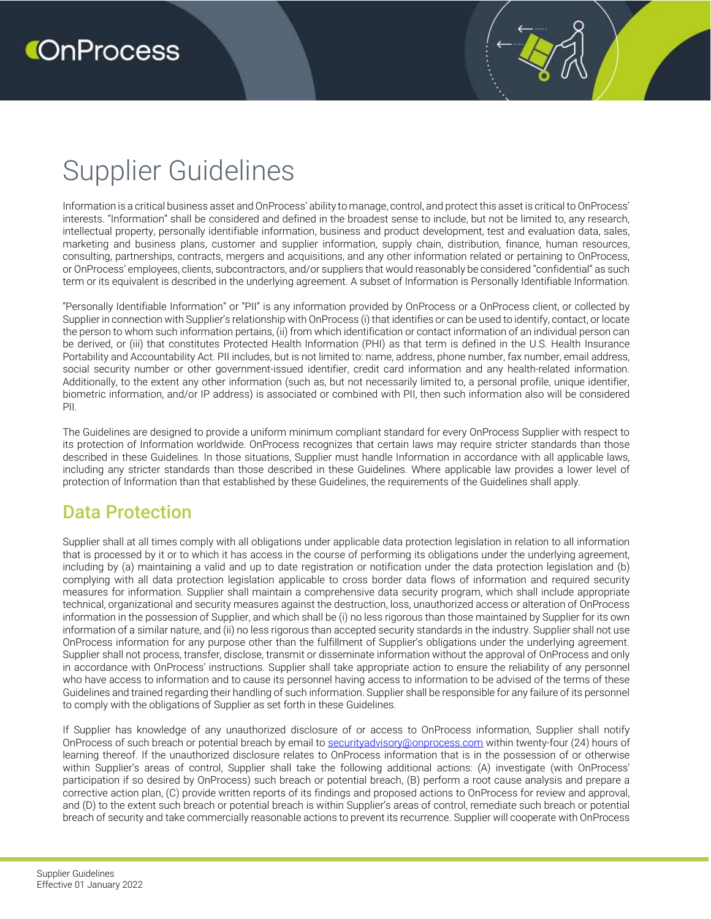# Supplier Guidelines

Information is a critical business asset and OnProcess' ability to manage, control, and protect this asset is critical to OnProcess' interests. "Information" shall be considered and defined in the broadest sense to include, but not be limited to, any research, intellectual property, personally identifiable information, business and product development, test and evaluation data, sales, marketing and business plans, customer and supplier information, supply chain, distribution, finance, human resources, consulting, partnerships, contracts, mergers and acquisitions, and any other information related or pertaining to OnProcess, or OnProcess' employees, clients, subcontractors, and/or suppliers that would reasonably be considered "confidential" as such term or its equivalent is described in the underlying agreement. A subset of Information is Personally Identifiable Information.

"Personally Identifiable Information" or "PII" is any information provided by OnProcess or a OnProcess client, or collected by Supplier in connection with Supplier's relationship with OnProcess (i) that identifies or can be used to identify, contact, or locate the person to whom such information pertains, (ii) from which identification or contact information of an individual person can be derived, or (iii) that constitutes Protected Health Information (PHI) as that term is defined in the U.S. Health Insurance Portability and Accountability Act. PII includes, but is not limited to: name, address, phone number, fax number, email address, social security number or other government-issued identifier, credit card information and any health-related information. Additionally, to the extent any other information (such as, but not necessarily limited to, a personal profile, unique identifier, biometric information, and/or IP address) is associated or combined with PII, then such information also will be considered PII.

The Guidelines are designed to provide a uniform minimum compliant standard for every OnProcess Supplier with respect to its protection of Information worldwide. OnProcess recognizes that certain laws may require stricter standards than those described in these Guidelines. In those situations, Supplier must handle Information in accordance with all applicable laws, including any stricter standards than those described in these Guidelines. Where applicable law provides a lower level of protection of Information than that established by these Guidelines, the requirements of the Guidelines shall apply.

## Data Protection

Supplier shall at all times comply with all obligations under applicable data protection legislation in relation to all information that is processed by it or to which it has access in the course of performing its obligations under the underlying agreement, including by (a) maintaining a valid and up to date registration or notification under the data protection legislation and (b) complying with all data protection legislation applicable to cross border data flows of information and required security measures for information. Supplier shall maintain a comprehensive data security program, which shall include appropriate technical, organizational and security measures against the destruction, loss, unauthorized access or alteration of OnProcess information in the possession of Supplier, and which shall be (i) no less rigorous than those maintained by Supplier for its own information of a similar nature, and (ii) no less rigorous than accepted security standards in the industry. Supplier shall not use OnProcess information for any purpose other than the fulfillment of Supplier's obligations under the underlying agreement. Supplier shall not process, transfer, disclose, transmit or disseminate information without the approval of OnProcess and only in accordance with OnProcess' instructions. Supplier shall take appropriate action to ensure the reliability of any personnel who have access to information and to cause its personnel having access to information to be advised of the terms of these Guidelines and trained regarding their handling of such information. Supplier shall be responsible for any failure of its personnel to comply with the obligations of Supplier as set forth in these Guidelines.

If Supplier has knowledge of any unauthorized disclosure of or access to OnProcess information, Supplier shall notify OnProcess of such breach or potential breach by email to securityadvisory@onprocess.com within twenty-four (24) hours of learning thereof. If the unauthorized disclosure relates to OnProcess information that is in the possession of or otherwise within Supplier's areas of control, Supplier shall take the following additional actions: (A) investigate (with OnProcess' participation if so desired by OnProcess) such breach or potential breach, (B) perform a root cause analysis and prepare a corrective action plan, (C) provide written reports of its findings and proposed actions to OnProcess for review and approval, and (D) to the extent such breach or potential breach is within Supplier's areas of control, remediate such breach or potential breach of security and take commercially reasonable actions to prevent its recurrence. Supplier will cooperate with OnProcess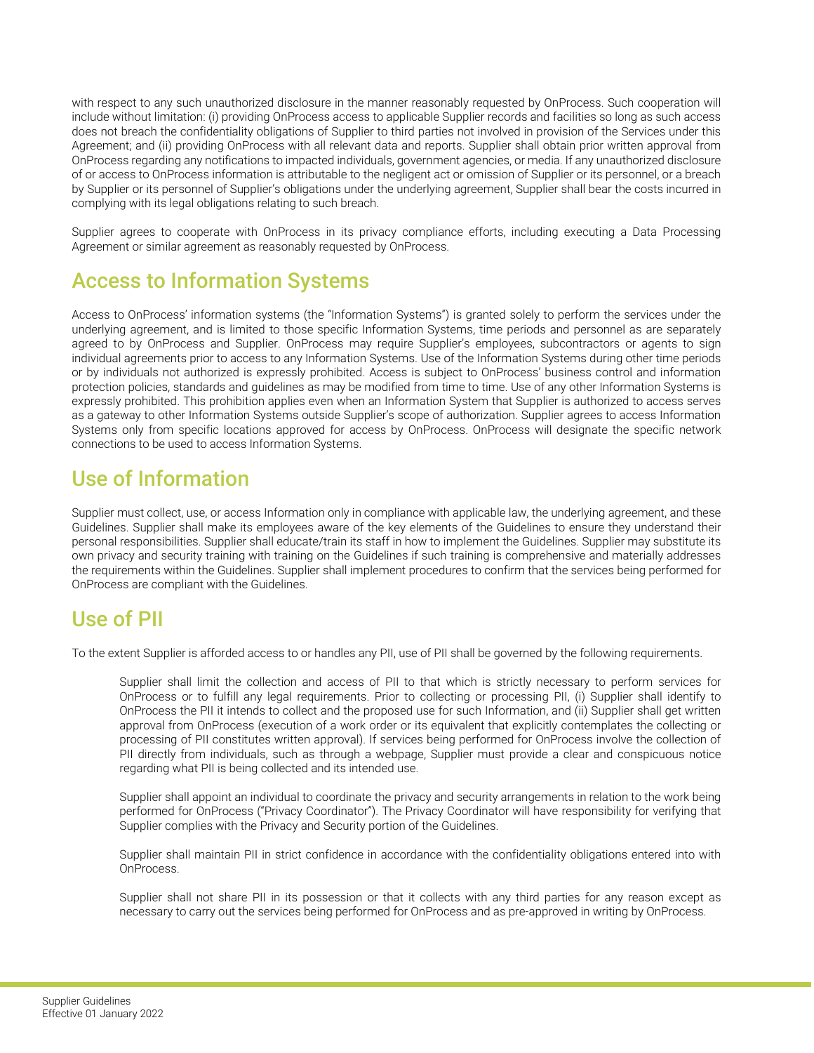with respect to any such unauthorized disclosure in the manner reasonably requested by OnProcess. Such cooperation will include without limitation: (i) providing OnProcess access to applicable Supplier records and facilities so long as such access does not breach the confidentiality obligations of Supplier to third parties not involved in provision of the Services under this Agreement; and (ii) providing OnProcess with all relevant data and reports. Supplier shall obtain prior written approval from OnProcess regarding any notifications to impacted individuals, government agencies, or media. If any unauthorized disclosure of or access to OnProcess information is attributable to the negligent act or omission of Supplier or its personnel, or a breach by Supplier or its personnel of Supplier's obligations under the underlying agreement, Supplier shall bear the costs incurred in complying with its legal obligations relating to such breach.

Supplier agrees to cooperate with OnProcess in its privacy compliance efforts, including executing a Data Processing Agreement or similar agreement as reasonably requested by OnProcess.

## Access to Information Systems

Access to OnProcess' information systems (the "Information Systems") is granted solely to perform the services under the underlying agreement, and is limited to those specific Information Systems, time periods and personnel as are separately agreed to by OnProcess and Supplier. OnProcess may require Supplier's employees, subcontractors or agents to sign individual agreements prior to access to any Information Systems. Use of the Information Systems during other time periods or by individuals not authorized is expressly prohibited. Access is subject to OnProcess' business control and information protection policies, standards and guidelines as may be modified from time to time. Use of any other Information Systems is expressly prohibited. This prohibition applies even when an Information System that Supplier is authorized to access serves as a gateway to other Information Systems outside Supplier's scope of authorization. Supplier agrees to access Information Systems only from specific locations approved for access by OnProcess. OnProcess will designate the specific network connections to be used to access Information Systems.

## Use of Information

Supplier must collect, use, or access Information only in compliance with applicable law, the underlying agreement, and these Guidelines. Supplier shall make its employees aware of the key elements of the Guidelines to ensure they understand their personal responsibilities. Supplier shall educate/train its staff in how to implement the Guidelines. Supplier may substitute its own privacy and security training with training on the Guidelines if such training is comprehensive and materially addresses the requirements within the Guidelines. Supplier shall implement procedures to confirm that the services being performed for OnProcess are compliant with the Guidelines.

## Use of PII

To the extent Supplier is afforded access to or handles any PII, use of PII shall be governed by the following requirements.

> Supplier shall limit the collection and access of PII to that which is strictly necessary to perform services for OnProcess or to fulfill any legal requirements. Prior to collecting or processing PII, (i) Supplier shall identify to OnProcess the PII it intends to collect and the proposed use for such Information, and (ii) Supplier shall get written approval from OnProcess (execution of a work order or its equivalent that explicitly contemplates the collecting or processing of PII constitutes written approval). If services being performed for OnProcess involve the collection of PII directly from individuals, such as through a webpage, Supplier must provide a clear and conspicuous notice regarding what PII is being collected and its intended use.
>
> Supplier shall appoint an individual to coordinate the privacy and security arrangements in relation to the work being performed for OnProcess ("Privacy Coordinator"). The Privacy Coordinator will have responsibility for verifying that Supplier complies with the Privacy and Security portion of the Guidelines.
>
> Supplier shall maintain PII in strict confidence in accordance with the confidentiality obligations entered into with OnProcess.
>
> Supplier shall not share PII in its possession or that it collects with any third parties for any reason except as necessary to carry out the services being performed for OnProcess and as pre-approved in writing by OnProcess.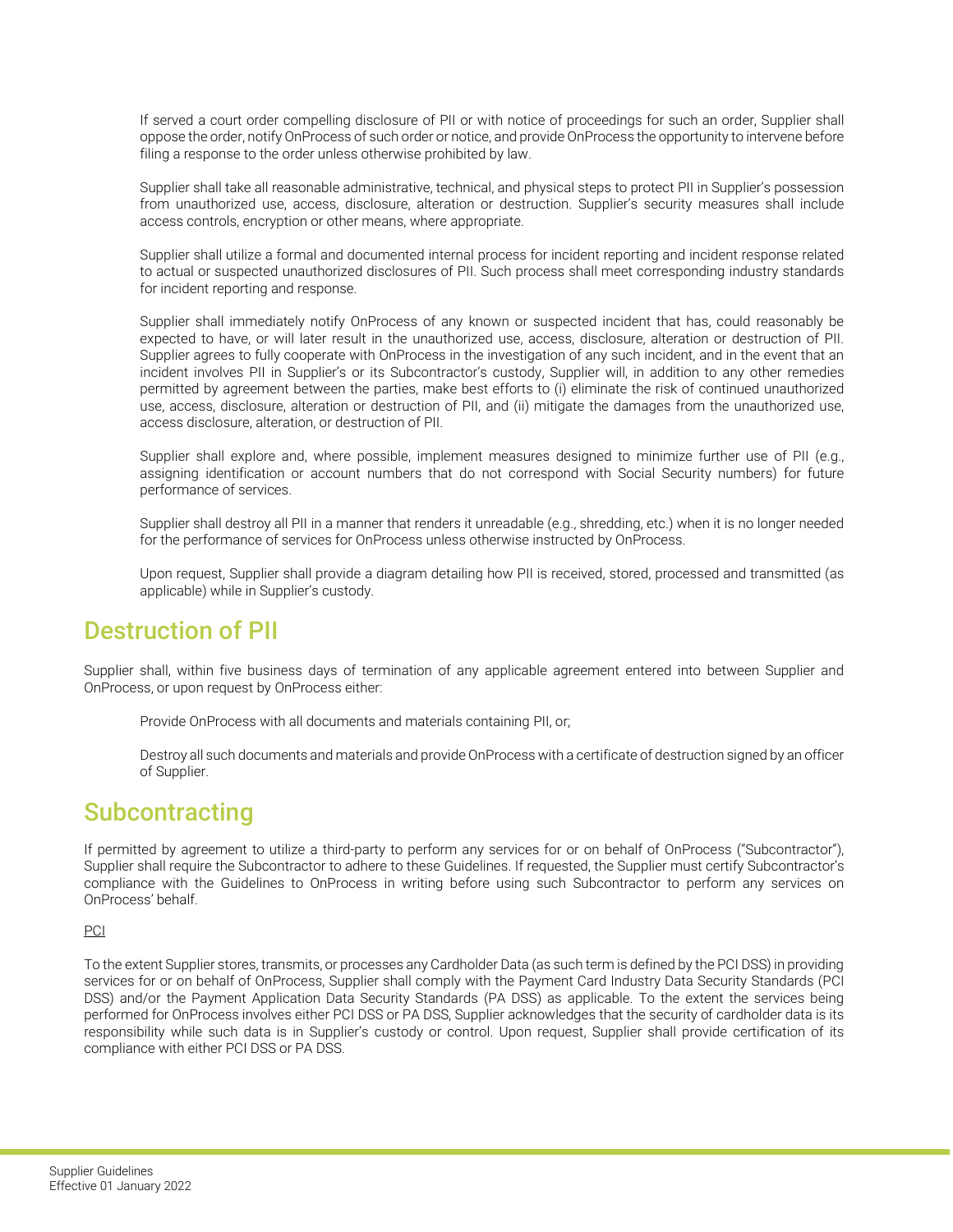If served a court order compelling disclosure of PII or with notice of proceedings for such an order, Supplier shall oppose the order, notify OnProcess of such order or notice, and provide OnProcess the opportunity to intervene before filing a response to the order unless otherwise prohibited by law.

Supplier shall take all reasonable administrative, technical, and physical steps to protect PII in Supplier's possession from unauthorized use, access, disclosure, alteration or destruction. Supplier's security measures shall include access controls, encryption or other means, where appropriate.

Supplier shall utilize a formal and documented internal process for incident reporting and incident response related to actual or suspected unauthorized disclosures of PII. Such process shall meet corresponding industry standards for incident reporting and response.

Supplier shall immediately notify OnProcess of any known or suspected incident that has, could reasonably be expected to have, or will later result in the unauthorized use, access, disclosure, alteration or destruction of PII. Supplier agrees to fully cooperate with OnProcess in the investigation of any such incident, and in the event that an incident involves PII in Supplier's or its Subcontractor's custody, Supplier will, in addition to any other remedies permitted by agreement between the parties, make best efforts to (i) eliminate the risk of continued unauthorized use, access, disclosure, alteration or destruction of PII, and (ii) mitigate the damages from the unauthorized use, access disclosure, alteration, or destruction of PII.

Supplier shall explore and, where possible, implement measures designed to minimize further use of PII (e.g., assigning identification or account numbers that do not correspond with Social Security numbers) for future performance of services.

Supplier shall destroy all PII in a manner that renders it unreadable (e.g., shredding, etc.) when it is no longer needed for the performance of services for OnProcess unless otherwise instructed by OnProcess.

Upon request, Supplier shall provide a diagram detailing how PII is received, stored, processed and transmitted (as applicable) while in Supplier's custody.

## Destruction of PII

Supplier shall, within five business days of termination of any applicable agreement entered into between Supplier and OnProcess, or upon request by OnProcess either:

Provide OnProcess with all documents and materials containing PII, or;

Destroy all such documents and materials and provide OnProcess with a certificate of destruction signed by an officer of Supplier.

## Subcontracting

If permitted by agreement to utilize a third-party to perform any services for or on behalf of OnProcess ("Subcontractor"), Supplier shall require the Subcontractor to adhere to these Guidelines. If requested, the Supplier must certify Subcontractor's compliance with the Guidelines to OnProcess in writing before using such Subcontractor to perform any services on OnProcess' behalf.

<u>PCI</u>

To the extent Supplier stores, transmits, or processes any Cardholder Data (as such term is defined by the PCI DSS) in providing services for or on behalf of OnProcess, Supplier shall comply with the Payment Card Industry Data Security Standards (PCI DSS) and/or the Payment Application Data Security Standards (PA DSS) as applicable. To the extent the services being performed for OnProcess involves either PCI DSS or PA DSS, Supplier acknowledges that the security of cardholder data is its responsibility while such data is in Supplier's custody or control. Upon request, Supplier shall provide certification of its compliance with either PCI DSS or PA DSS.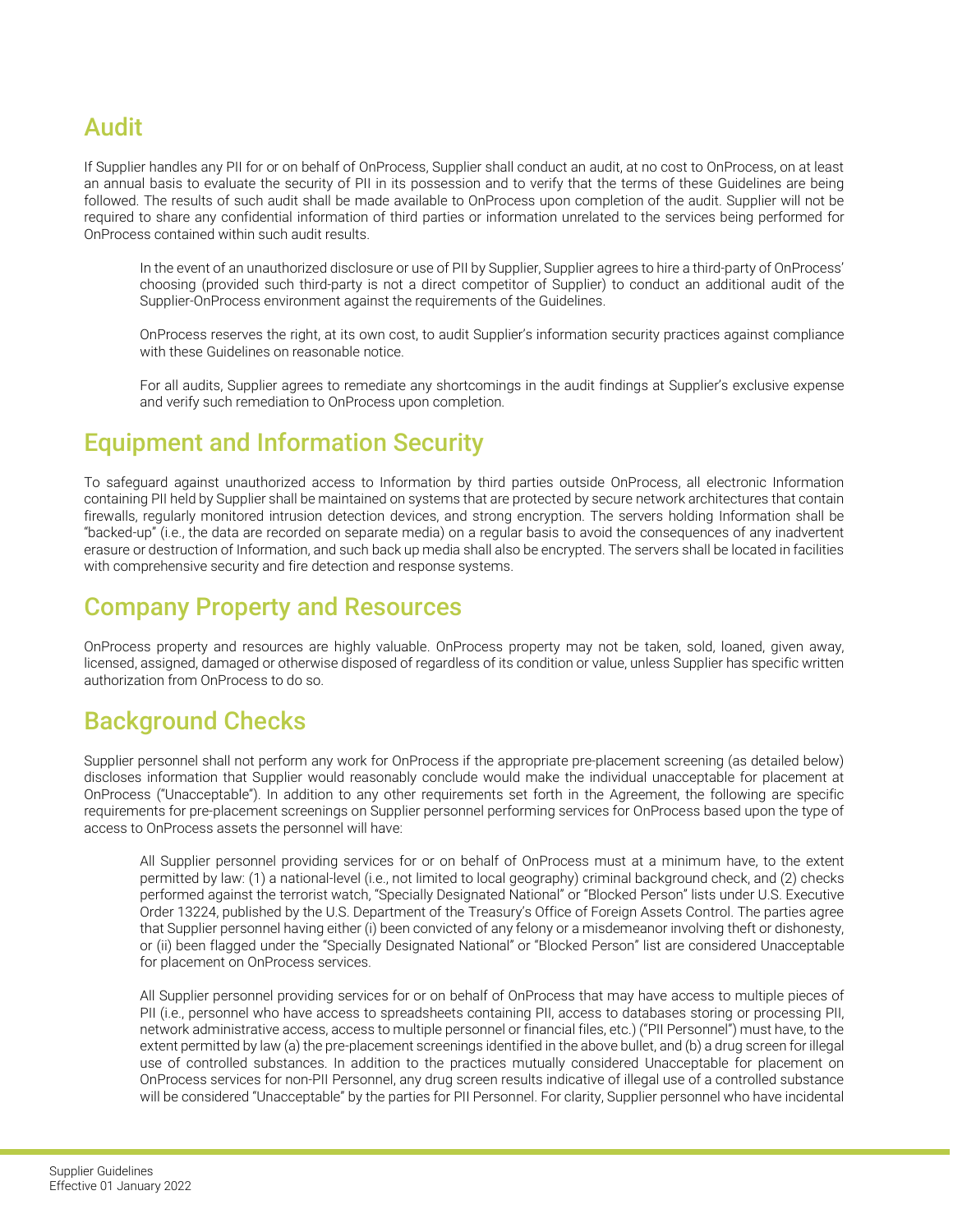## Audit

If Supplier handles any PII for or on behalf of OnProcess, Supplier shall conduct an audit, at no cost to OnProcess, on at least an annual basis to evaluate the security of PII in its possession and to verify that the terms of these Guidelines are being followed. The results of such audit shall be made available to OnProcess upon completion of the audit. Supplier will not be required to share any confidential information of third parties or information unrelated to the services being performed for OnProcess contained within such audit results.

In the event of an unauthorized disclosure or use of PII by Supplier, Supplier agrees to hire a third-party of OnProcess' choosing (provided such third-party is not a direct competitor of Supplier) to conduct an additional audit of the Supplier-OnProcess environment against the requirements of the Guidelines.

OnProcess reserves the right, at its own cost, to audit Supplier's information security practices against compliance with these Guidelines on reasonable notice.

For all audits, Supplier agrees to remediate any shortcomings in the audit findings at Supplier's exclusive expense and verify such remediation to OnProcess upon completion.

## Equipment and Information Security

To safeguard against unauthorized access to Information by third parties outside OnProcess, all electronic Information containing PII held by Supplier shall be maintained on systems that are protected by secure network architectures that contain firewalls, regularly monitored intrusion detection devices, and strong encryption. The servers holding Information shall be "backed-up" (i.e., the data are recorded on separate media) on a regular basis to avoid the consequences of any inadvertent erasure or destruction of Information, and such back up media shall also be encrypted. The servers shall be located in facilities with comprehensive security and fire detection and response systems.

## Company Property and Resources

OnProcess property and resources are highly valuable. OnProcess property may not be taken, sold, loaned, given away, licensed, assigned, damaged or otherwise disposed of regardless of its condition or value, unless Supplier has specific written authorization from OnProcess to do so.

## Background Checks

Supplier personnel shall not perform any work for OnProcess if the appropriate pre-placement screening (as detailed below) discloses information that Supplier would reasonably conclude would make the individual unacceptable for placement at OnProcess ("Unacceptable"). In addition to any other requirements set forth in the Agreement, the following are specific requirements for pre-placement screenings on Supplier personnel performing services for OnProcess based upon the type of access to OnProcess assets the personnel will have:

All Supplier personnel providing services for or on behalf of OnProcess must at a minimum have, to the extent permitted by law: (1) a national-level (i.e., not limited to local geography) criminal background check, and (2) checks performed against the terrorist watch, "Specially Designated National" or "Blocked Person" lists under U.S. Executive Order 13224, published by the U.S. Department of the Treasury's Office of Foreign Assets Control. The parties agree that Supplier personnel having either (i) been convicted of any felony or a misdemeanor involving theft or dishonesty, or (ii) been flagged under the "Specially Designated National" or "Blocked Person" list are considered Unacceptable for placement on OnProcess services.

All Supplier personnel providing services for or on behalf of OnProcess that may have access to multiple pieces of PII (i.e., personnel who have access to spreadsheets containing PII, access to databases storing or processing PII, network administrative access, access to multiple personnel or financial files, etc.) ("PII Personnel") must have, to the extent permitted by law (a) the pre-placement screenings identified in the above bullet, and (b) a drug screen for illegal use of controlled substances. In addition to the practices mutually considered Unacceptable for placement on OnProcess services for non-PII Personnel, any drug screen results indicative of illegal use of a controlled substance will be considered "Unacceptable" by the parties for PII Personnel. For clarity, Supplier personnel who have incidental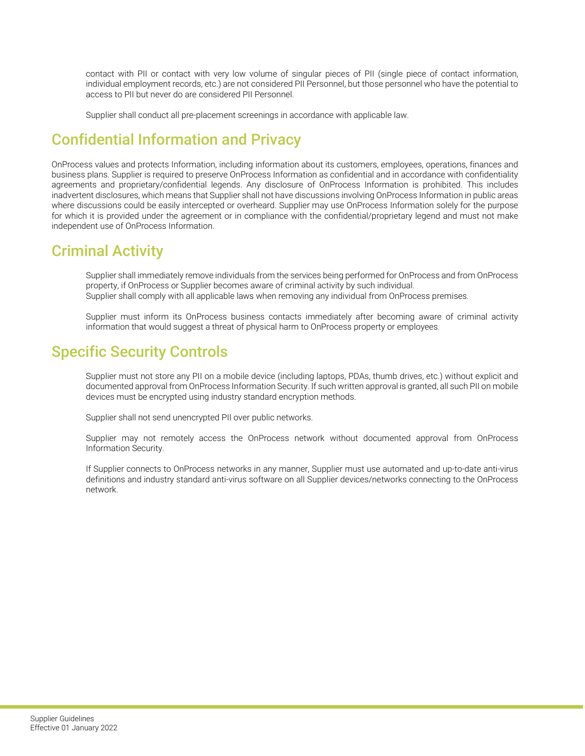contact with PII or contact with very low volume of singular pieces of PII (single piece of contact information, individual employment records, etc.) are not considered PII Personnel, but those personnel who have the potential to access to PII but never do are considered PII Personnel.

Supplier shall conduct all pre-placement screenings in accordance with applicable law.

## Confidential Information and Privacy

OnProcess values and protects Information, including information about its customers, employees, operations, finances and business plans. Supplier is required to preserve OnProcess Information as confidential and in accordance with confidentiality agreements and proprietary/confidential legends. Any disclosure of OnProcess Information is prohibited. This includes inadvertent disclosures, which means that Supplier shall not have discussions involving OnProcess Information in public areas where discussions could be easily intercepted or overheard. Supplier may use OnProcess Information solely for the purpose for which it is provided under the agreement or in compliance with the confidential/proprietary legend and must not make independent use of OnProcess Information.

## Criminal Activity

Supplier shall immediately remove individuals from the services being performed for OnProcess and from OnProcess property, if OnProcess or Supplier becomes aware of criminal activity by such individual.
Supplier shall comply with all applicable laws when removing any individual from OnProcess premises.

Supplier must inform its OnProcess business contacts immediately after becoming aware of criminal activity information that would suggest a threat of physical harm to OnProcess property or employees.

## Specific Security Controls

Supplier must not store any PII on a mobile device (including laptops, PDAs, thumb drives, etc.) without explicit and documented approval from OnProcess Information Security. If such written approval is granted, all such PII on mobile devices must be encrypted using industry standard encryption methods.

Supplier shall not send unencrypted PII over public networks.

Supplier may not remotely access the OnProcess network without documented approval from OnProcess Information Security.

If Supplier connects to OnProcess networks in any manner, Supplier must use automated and up-to-date anti-virus definitions and industry standard anti-virus software on all Supplier devices/networks connecting to the OnProcess network.